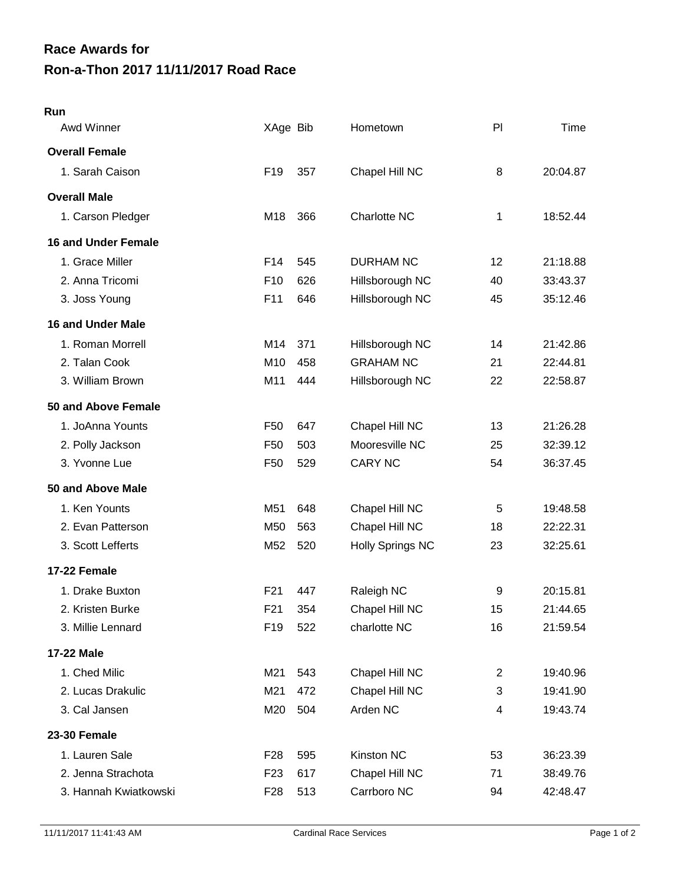# Race Awards for
# Ron-a-Thon 2017 11/11/2017 Road Race

## Run

| Awd Winner | XAge | Bib | Hometown | Pl | Time |
|---|---|---|---|---|---|
| **Overall Female** | | | | | |
| 1. Sarah Caison | F19 | 357 | Chapel Hill NC | 8 | 20:04.87 |
| **Overall Male** | | | | | |
| 1. Carson Pledger | M18 | 366 | Charlotte NC | 1 | 18:52.44 |
| **16 and Under Female** | | | | | |
| 1. Grace Miller | F14 | 545 | DURHAM NC | 12 | 21:18.88 |
| 2. Anna Tricomi | F10 | 626 | Hillsborough NC | 40 | 33:43.37 |
| 3. Joss Young | F11 | 646 | Hillsborough NC | 45 | 35:12.46 |
| **16 and Under Male** | | | | | |
| 1. Roman Morrell | M14 | 371 | Hillsborough NC | 14 | 21:42.86 |
| 2. Talan Cook | M10 | 458 | GRAHAM NC | 21 | 22:44.81 |
| 3. William Brown | M11 | 444 | Hillsborough NC | 22 | 22:58.87 |
| **50 and Above Female** | | | | | |
| 1. JoAnna Younts | F50 | 647 | Chapel Hill NC | 13 | 21:26.28 |
| 2. Polly Jackson | F50 | 503 | Mooresville NC | 25 | 32:39.12 |
| 3. Yvonne Lue | F50 | 529 | CARY NC | 54 | 36:37.45 |
| **50 and Above Male** | | | | | |
| 1. Ken Younts | M51 | 648 | Chapel Hill NC | 5 | 19:48.58 |
| 2. Evan Patterson | M50 | 563 | Chapel Hill NC | 18 | 22:22.31 |
| 3. Scott Lefferts | M52 | 520 | Holly Springs NC | 23 | 32:25.61 |
| **17-22 Female** | | | | | |
| 1. Drake Buxton | F21 | 447 | Raleigh NC | 9 | 20:15.81 |
| 2. Kristen Burke | F21 | 354 | Chapel Hill NC | 15 | 21:44.65 |
| 3. Millie Lennard | F19 | 522 | charlotte NC | 16 | 21:59.54 |
| **17-22 Male** | | | | | |
| 1. Ched Milic | M21 | 543 | Chapel Hill NC | 2 | 19:40.96 |
| 2. Lucas Drakulic | M21 | 472 | Chapel Hill NC | 3 | 19:41.90 |
| 3. Cal Jansen | M20 | 504 | Arden NC | 4 | 19:43.74 |
| **23-30 Female** | | | | | |
| 1. Lauren Sale | F28 | 595 | Kinston NC | 53 | 36:23.39 |
| 2. Jenna Strachota | F23 | 617 | Chapel Hill NC | 71 | 38:49.76 |
| 3. Hannah Kwiatkowski | F28 | 513 | Carrboro NC | 94 | 42:48.47 |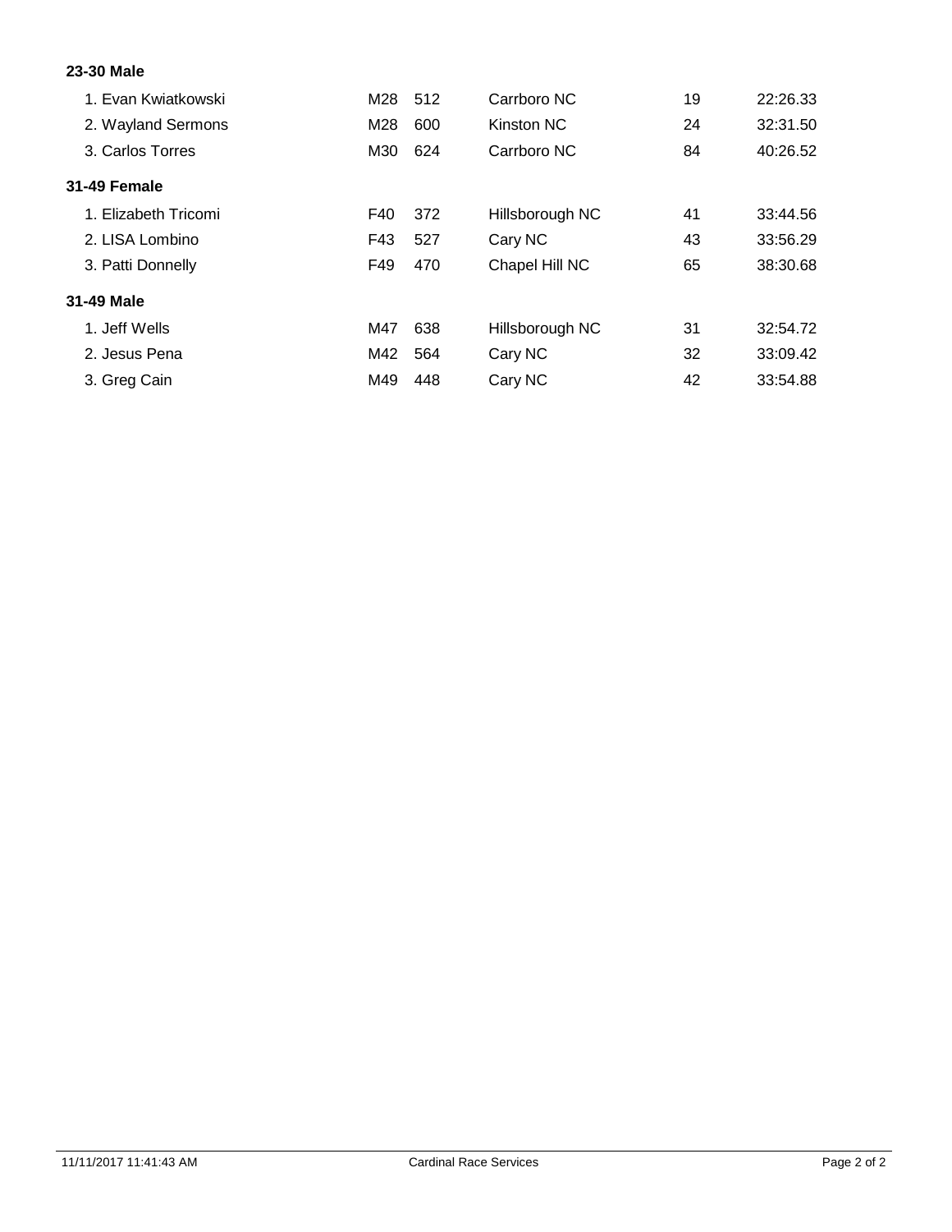**23-30 Male**

| | | | | | |
|---|---|---|---|---|---|
| 1. Evan Kwiatkowski | M28 | 512 | Carrboro NC | 19 | 22:26.33 |
| 2. Wayland Sermons | M28 | 600 | Kinston NC | 24 | 32:31.50 |
| 3. Carlos Torres | M30 | 624 | Carrboro NC | 84 | 40:26.52 |

**31-49 Female**

| | | | | | |
|---|---|---|---|---|---|
| 1. Elizabeth Tricomi | F40 | 372 | Hillsborough NC | 41 | 33:44.56 |
| 2. LISA Lombino | F43 | 527 | Cary NC | 43 | 33:56.29 |
| 3. Patti Donnelly | F49 | 470 | Chapel Hill NC | 65 | 38:30.68 |

**31-49 Male**

| | | | | | |
|---|---|---|---|---|---|
| 1. Jeff Wells | M47 | 638 | Hillsborough NC | 31 | 32:54.72 |
| 2. Jesus Pena | M42 | 564 | Cary NC | 32 | 33:09.42 |
| 3. Greg Cain | M49 | 448 | Cary NC | 42 | 33:54.88 |